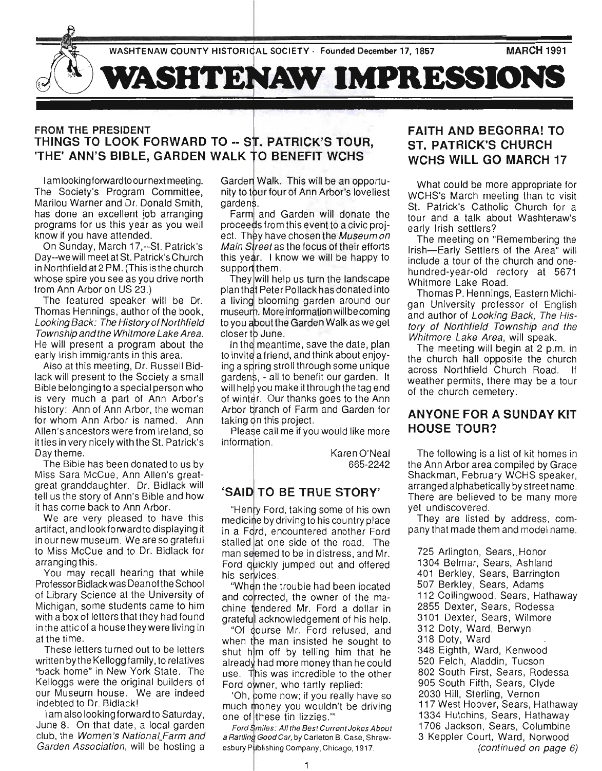WASHTENAW COUNTY HISTORICAL SOCIETY - Founded December 17, 1857 MARCH 1991

# WASHTENAW IMPRESSIONS

## FROM THE PRESIDENT
## THINGS TO LOOK FORWARD TO -- ST. PATRICK'S TOUR, 'THE' ANN'S BIBLE, GARDEN WALK TO BENEFIT WCHS

I am looking forward to our next meeting. The Society's Program Committee, Marilou Warner and Dr. Donald Smith, has done an excellent job arranging programs for us this year as you well know if you have attended.

On Sunday, March 17,--St. Patrick's Day--we will meet at St. Patrick's Church in Northfield at 2 PM. (This is the church whose spire you see as you drive north from Ann Arbor on US 23.)

The featured speaker will be Dr. Thomas Hennings, author of the book, *Looking Back: The History of Northfield Township and the Whitmore Lake Area*. He will present a program about the early Irish immigrants in this area.

Also at this meeting, Dr. Russell Bidlack will present to the Society a small Bible belonging to a special person who is very much a part of Ann Arbor's history: Ann of Ann Arbor, the woman for whom Ann Arbor is named. Ann Allen's ancestors were from Ireland, so it ties in very nicely with the St. Patrick's Day theme.

The Bible has been donated to us by Miss Sara McCue, Ann Allen's great-great granddaughter. Dr. Bidlack will tell us the story of Ann's Bible and how it has come back to Ann Arbor.

We are very pleased to have this artifact, and look forward to displaying it in our new museum. We are so grateful to Miss McCue and to Dr. Bidlack for arranging this.

You may recall hearing that while Professor Bidlack was Dean of the School of Library Science at the University of Michigan, some students came to him with a box of letters that they had found in the attic of a house they were living in at the time.

These letters turned out to be letters written by the Kellogg family, to relatives "back home" in New York State. The Kelloggs were the original builders of our Museum house. We are indeed indebted to Dr. Bidlack!

I am also looking forward to Saturday, June 8. On that date, a local garden club, the *Women's National Farm and Garden Association*, will be hosting a Garden Walk. This will be an opportunity to tour four of Ann Arbor's loveliest gardens.

Farm and Garden will donate the proceeds from this event to a civic project. They have chosen the *Museum on Main Street* as the focus of their efforts this year. I know we will be happy to support them.

They will help us turn the landscape plan that Peter Pollack has donated into a living blooming garden around our museum. More information will be coming to you about the Garden Walk as we get closer to June.

In the meantime, save the date, plan to invite a friend, and think about enjoying a spring stroll through some unique gardens, - all to benefit our garden. It will help you make it through the tag end of winter. Our thanks goes to the Ann Arbor branch of Farm and Garden for taking on this project.

Please call me if you would like more information.

Karen O'Neal
665-2242

## 'SAID TO BE TRUE STORY'

"Henry Ford, taking some of his own medicine by driving to his country place in a Ford, encountered another Ford stalled at one side of the road. The man seemed to be in distress, and Mr. Ford quickly jumped out and offered his services.

"When the trouble had been located and corrected, the owner of the machine tendered Mr. Ford a dollar in grateful acknowledgement of his help.

"Of course Mr. Ford refused, and when the man insisted he sought to shut him off by telling him that he already had more money than he could use. This was incredible to the other Ford owner, who tartly replied:

'Oh, come now; if you really have so much money you wouldn't be driving one of these tin lizzies.'"

*Ford Smiles: All the Best Current Jokes About a Rattling Good Car*, by Carleton B. Case, Shrewesbury Publishing Company, Chicago, 1917.

## FAITH AND BEGORRA! TO ST. PATRICK'S CHURCH WCHS WILL GO MARCH 17

What could be more appropriate for WCHS's March meeting than to visit St. Patrick's Catholic Church for a tour and a talk about Washtenaw's early Irish settlers?

The meeting on "Remembering the Irish—Early Settlers of the Area" will include a tour of the church and one-hundred-year-old rectory at 5671 Whitmore Lake Road.

Thomas P. Hennings, Eastern Michigan University professor of English and author of *Looking Back, The History of Northfield Township and the Whitmore Lake Area*, will speak.

The meeting will begin at 2 p.m. in the church hall opposite the church across Northfield Church Road. If weather permits, there may be a tour of the church cemetery.

## ANYONE FOR A SUNDAY KIT HOUSE TOUR?

The following is a list of kit homes in the Ann Arbor area compiled by Grace Shackman, February WCHS speaker, arranged alphabetically by street name. There are believed to be many more yet undiscovered.

They are listed by address, company that made them and model name.

725 Arlington, Sears, Honor
1304 Belmar, Sears, Ashland
401 Berkley, Sears, Barrington
507 Berkley, Sears, Adams
112 Collingwood, Sears, Hathaway
2855 Dexter, Sears, Rodessa
3101 Dexter, Sears, Wilmore
312 Doty, Ward, Berwyn
318 Doty, Ward
348 Eighth, Ward, Kenwood
520 Felch, Aladdin, Tucson
802 South First, Sears, Rodessa
905 South Fifth, Sears, Clyde
2030 Hill, Sterling, Vernon
117 West Hoover, Sears, Hathaway
1334 Hutchins, Sears, Hathaway
1706 Jackson, Sears, Columbine
3 Keppler Court, Ward, Norwood

*(continued on page 6)*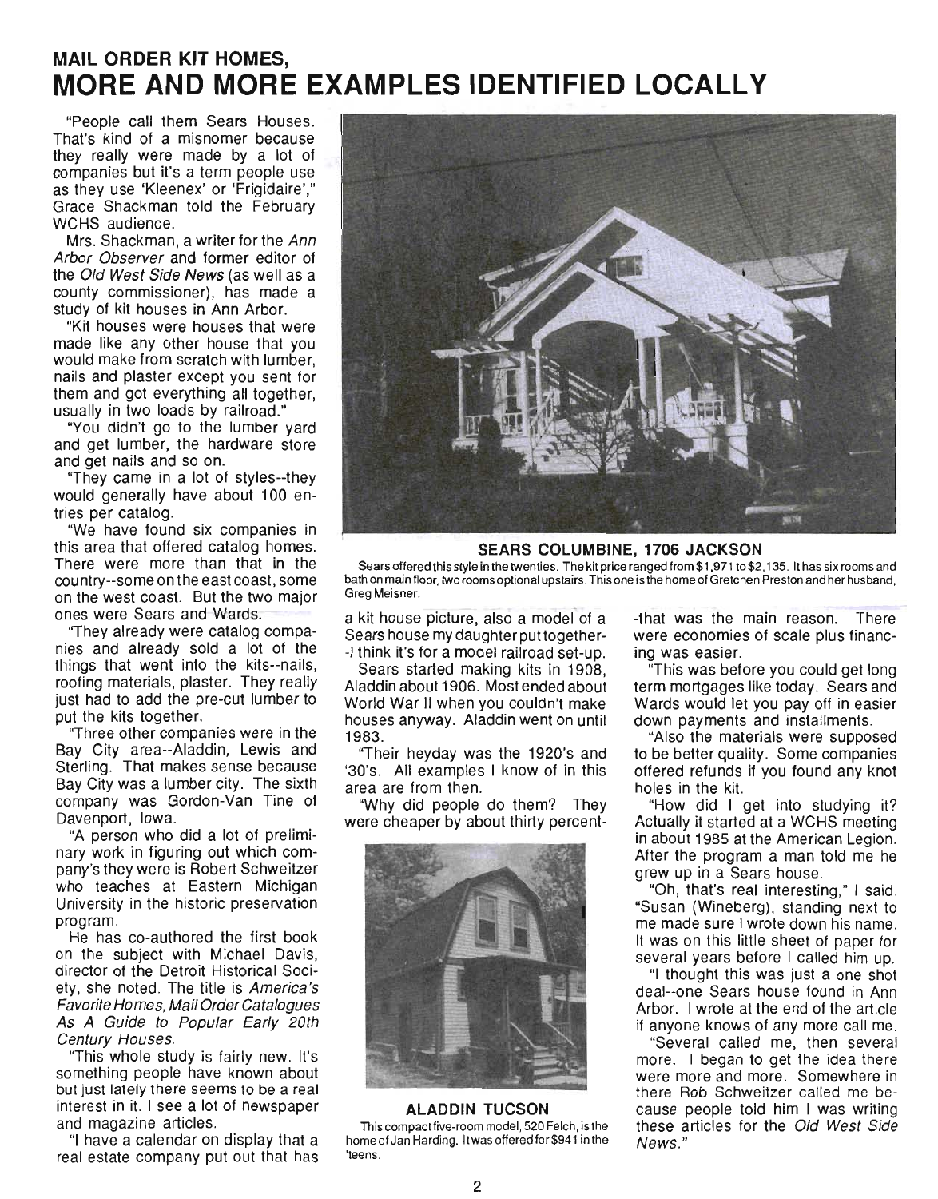## MAIL ORDER KIT HOMES,

# MORE AND MORE EXAMPLES IDENTIFIED LOCALLY

"People call them Sears Houses. That's kind of a misnomer because they really were made by a lot of companies but it's a term people use as they use 'Kleenex' or 'Frigidaire'," Grace Shackman told the February WCHS audience.

Mrs. Shackman, a writer for the *Ann Arbor Observer* and former editor of the *Old West Side News* (as well as a county commissioner), has made a study of kit houses in Ann Arbor.

"Kit houses were houses that were made like any other house that you would make from scratch with lumber, nails and plaster except you sent for them and got everything all together, usually in two loads by railroad."

"You didn't go to the lumber yard and get lumber, the hardware store and get nails and so on.

"They came in a lot of styles--they would generally have about 100 entries per catalog.

"We have found six companies in this area that offered catalog homes. There were more than that in the country--some on the east coast, some on the west coast. But the two major ones were Sears and Wards.

"They already were catalog companies and already sold a lot of the things that went into the kits--nails, roofing materials, plaster. They really just had to add the pre-cut lumber to put the kits together.

"Three other companies were in the Bay City area--Aladdin, Lewis and Sterling. That makes sense because Bay City was a lumber city. The sixth company was Gordon-Van Tine of Davenport, Iowa.

"A person who did a lot of preliminary work in figuring out which company's they were is Robert Schweitzer who teaches at Eastern Michigan University in the historic preservation program.

He has co-authored the first book on the subject with Michael Davis, director of the Detroit Historical Society, she noted. The title is *America's Favorite Homes, Mail Order Catalogues As A Guide to Popular Early 20th Century Houses*.

"This whole study is fairly new. It's something people have known about but just lately there seems to be a real interest in it. I see a lot of newspaper and magazine articles.

"I have a calendar on display that a real estate company put out that has a kit house picture, also a model of a Sears house my daughter put together--I think it's for a model railroad set-up.

Sears started making kits in 1908, Aladdin about 1906. Most ended about World War II when you couldn't make houses anyway. Aladdin went on until 1983.

"Their heyday was the 1920's and '30's. All examples I know of in this area are from then.

"Why did people do them? They were cheaper by about thirty percent--that was the main reason. There were economies of scale plus financing was easier.

"This was before you could get long term mortgages like today. Sears and Wards would let you pay off in easier down payments and installments.

"Also the materials were supposed to be better quality. Some companies offered refunds if you found any knot holes in the kit.

"How did I get into studying it? Actually it started at a WCHS meeting in about 1985 at the American Legion. After the program a man told me he grew up in a Sears house.

"Oh, that's real interesting," I said. "Susan (Wineberg), standing next to me made sure I wrote down his name. It was on this little sheet of paper for several years before I called him up.

"I thought this was just a one shot deal--one Sears house found in Ann Arbor. I wrote at the end of the article if anyone knows of any more call me.

"Several called me, then several more. I began to get the idea there were more and more. Somewhere in there Rob Schweitzer called me because people told him I was writing these articles for the *Old West Side News*."

**SEARS COLUMBINE, 1706 JACKSON**

Sears offered this style in the twenties. The kit price ranged from $1,971 to $2,135. It has six rooms and bath on main floor, two rooms optional upstairs. This one is the home of Gretchen Preston and her husband, Greg Meisner.

**ALADDIN TUCSON**

This compact five-room model, 520 Felch, is the home of Jan Harding. It was offered for $941 in the 'teens.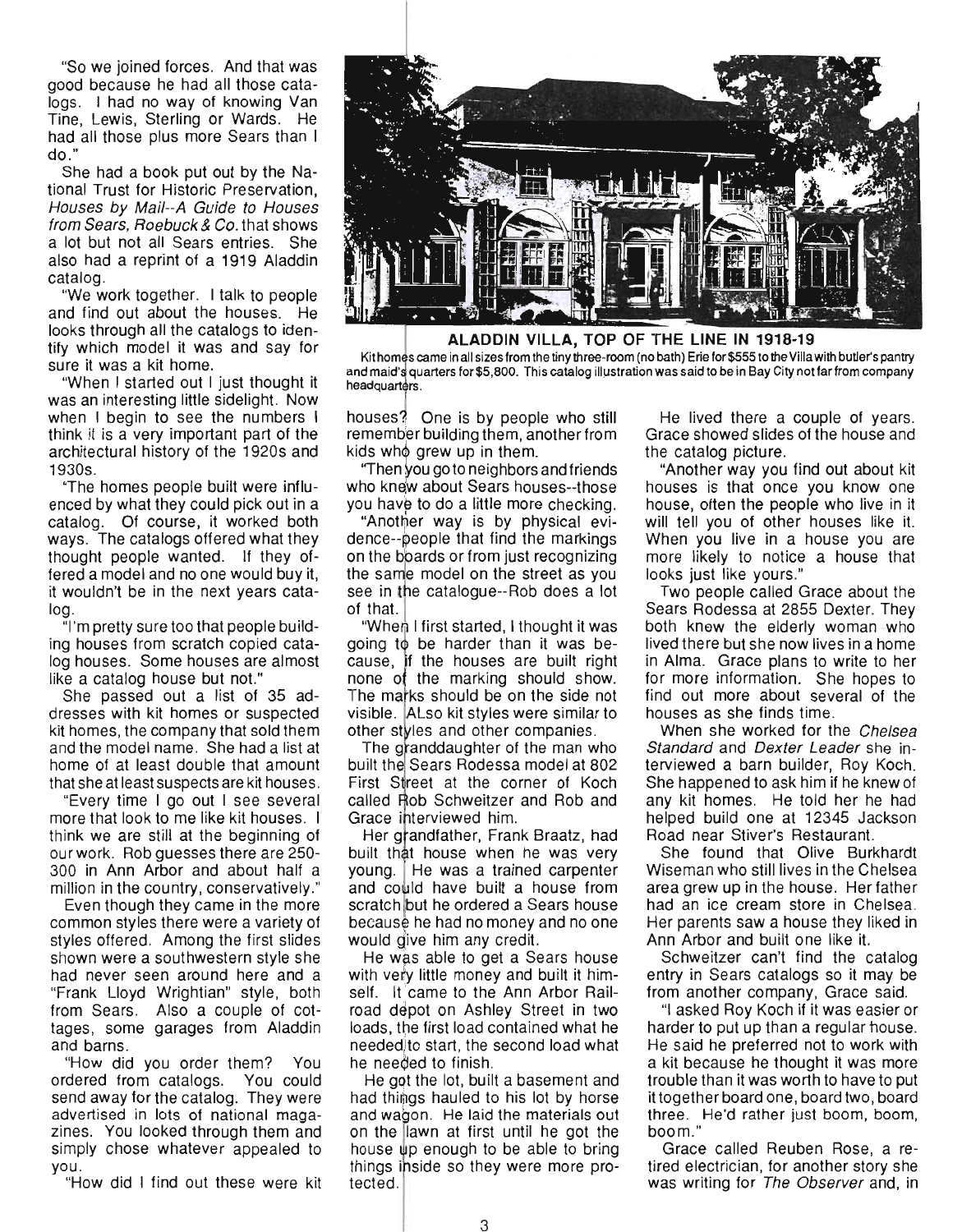"So we joined forces. And that was good because he had all those catalogs. I had no way of knowing Van Tine, Lewis, Sterling or Wards. He had all those plus more Sears than I do."

She had a book put out by the National Trust for Historic Preservation, *Houses by Mail--A Guide to Houses from Sears, Roebuck & Co.* that shows a lot but not all Sears entries. She also had a reprint of a 1919 Aladdin catalog.

"We work together. I talk to people and find out about the houses. He looks through all the catalogs to identify which model it was and say for sure it was a kit home.

"When I started out I just thought it was an interesting little sidelight. Now when I begin to see the numbers I think it is a very important part of the architectural history of the 1920s and 1930s.

"The homes people built were influenced by what they could pick out in a catalog. Of course, it worked both ways. The catalogs offered what they thought people wanted. If they offered a model and no one would buy it, it wouldn't be in the next years catalog.

"I'm pretty sure too that people building houses from scratch copied catalog houses. Some houses are almost like a catalog house but not."

She passed out a list of 35 addresses with kit homes or suspected kit homes, the company that sold them and the model name. She had a list at home of at least double that amount that she at least suspects are kit houses.

"Every time I go out I see several more that look to me like kit houses. I think we are still at the beginning of our work. Rob guesses there are 250-300 in Ann Arbor and about half a million in the country, conservatively."

Even though they came in the more common styles there were a variety of styles offered. Among the first slides shown were a southwestern style she had never seen around here and a "Frank Lloyd Wrightian" style, both from Sears. Also a couple of cottages, some garages from Aladdin and barns.

"How did you order them? You ordered from catalogs. You could send away for the catalog. They were advertised in lots of national magazines. You looked through them and simply chose whatever appealed to you.

"How did I find out these were kit houses? One is by people who still remember building them, another from kids who grew up in them.

"Then you go to neighbors and friends who knew about Sears houses--those you have to do a little more checking.

"Another way is by physical evidence--people that find the markings on the boards or from just recognizing the same model on the street as you see in the catalogue--Rob does a lot of that.

"When I first started, I thought it was going to be harder than it was because, if the houses are built right none of the marking should show. The marks should be on the side not visible. ALso kit styles were similar to other styles and other companies.

**ALADDIN VILLA, TOP OF THE LINE IN 1918-19**

Kit homes came in all sizes from the tiny three-room (no bath) Erie for $555 to the Villa with butler's pantry and maid's quarters for $5,800. This catalog illustration was said to be in Bay City not far from company headquarters.

The granddaughter of the man who built the Sears Rodessa model at 802 First Street at the corner of Koch called Rob Schweitzer and Rob and Grace interviewed him.

Her grandfather, Frank Braatz, had built that house when he was very young. He was a trained carpenter and could have built a house from scratch but he ordered a Sears house because he had no money and no one would give him any credit.

He was able to get a Sears house with very little money and built it himself. It came to the Ann Arbor Railroad depot on Ashley Street in two loads, the first load contained what he needed to start, the second load what he needed to finish.

He got the lot, built a basement and had things hauled to his lot by horse and wagon. He laid the materials out on the lawn at first until he got the house up enough to be able to bring things inside so they were more protected.

He lived there a couple of years. Grace showed slides of the house and the catalog picture.

"Another way you find out about kit houses is that once you know one house, often the people who live in it will tell you of other houses like it. When you live in a house you are more likely to notice a house that looks just like yours."

Two people called Grace about the Sears Rodessa at 2855 Dexter. They both knew the elderly woman who lived there but she now lives in a home in Alma. Grace plans to write to her for more information. She hopes to find out more about several of the houses as she finds time.

When she worked for the *Chelsea Standard* and *Dexter Leader* she interviewed a barn builder, Roy Koch. She happened to ask him if he knew of any kit homes. He told her he had helped build one at 12345 Jackson Road near Stiver's Restaurant.

She found that Olive Burkhardt Wiseman who still lives in the Chelsea area grew up in the house. Her father had an ice cream store in Chelsea. Her parents saw a house they liked in Ann Arbor and built one like it.

Schweitzer can't find the catalog entry in Sears catalogs so it may be from another company, Grace said.

"I asked Roy Koch if it was easier or harder to put up than a regular house. He said he preferred not to work with a kit because he thought it was more trouble than it was worth to have to put it together board one, board two, board three. He'd rather just boom, boom, boom."

Grace called Reuben Rose, a retired electrician, for another story she was writing for *The Observer* and, in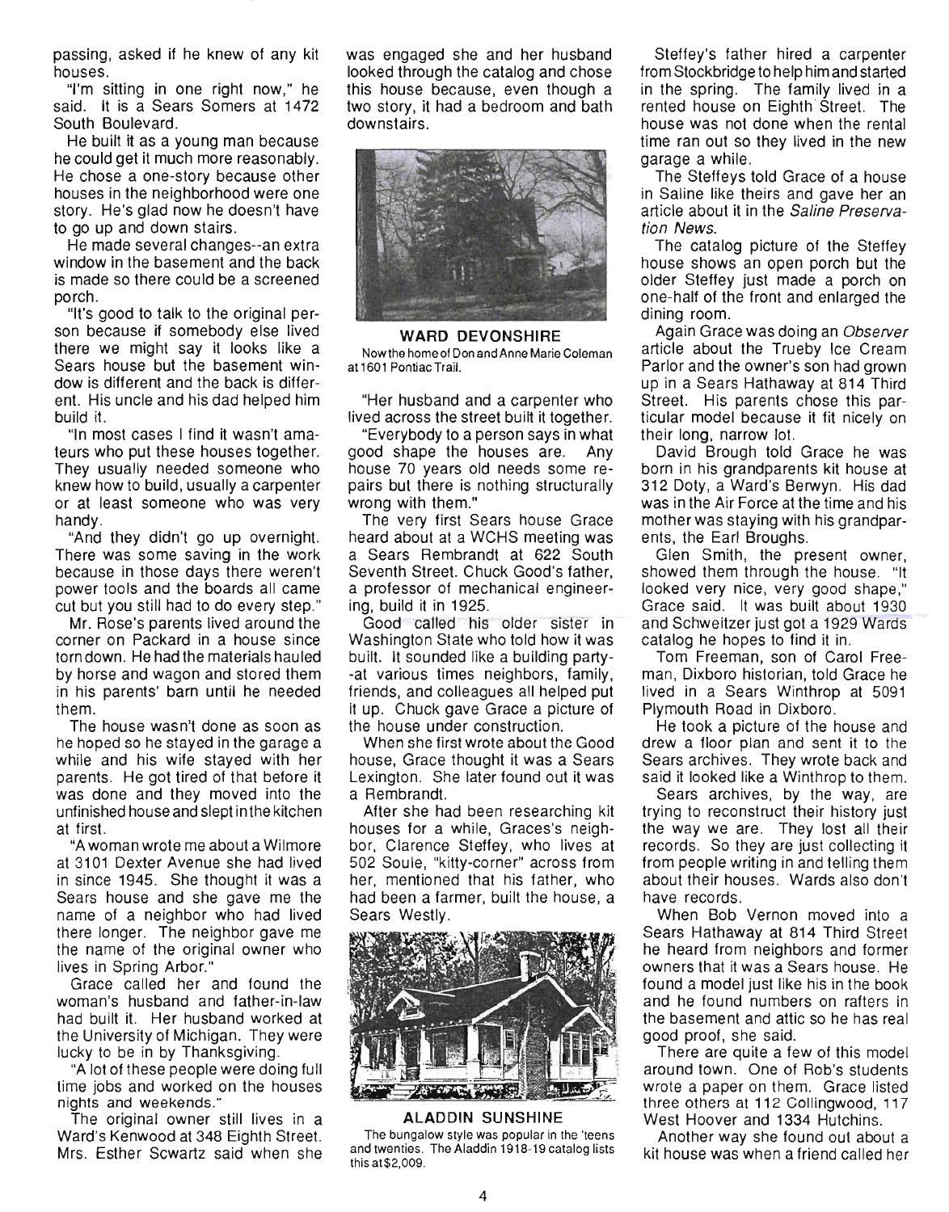passing, asked if he knew of any kit houses.

"I'm sitting in one right now," he said. It is a Sears Somers at 1472 South Boulevard.

He built it as a young man because he could get it much more reasonably. He chose a one-story because other houses in the neighborhood were one story. He's glad now he doesn't have to go up and down stairs.

He made several changes--an extra window in the basement and the back is made so there could be a screened porch.

"It's good to talk to the original person because if somebody else lived there we might say it looks like a Sears house but the basement window is different and the back is different. His uncle and his dad helped him build it.

"In most cases I find it wasn't amateurs who put these houses together. They usually needed someone who knew how to build, usually a carpenter or at least someone who was very handy.

"And they didn't go up overnight. There was some saving in the work because in those days there weren't power tools and the boards all came cut but you still had to do every step."

Mr. Rose's parents lived around the corner on Packard in a house since torn down. He had the materials hauled by horse and wagon and stored them in his parents' barn until he needed them.

The house wasn't done as soon as he hoped so he stayed in the garage a while and his wife stayed with her parents. He got tired of that before it was done and they moved into the unfinished house and slept in the kitchen at first.

"A woman wrote me about a Wilmore at 3101 Dexter Avenue she had lived in since 1945. She thought it was a Sears house and she gave me the name of a neighbor who had lived there longer. The neighbor gave me the name of the original owner who lives in Spring Arbor."

Grace called her and found the woman's husband and father-in-law had built it. Her husband worked at the University of Michigan. They were lucky to be in by Thanksgiving.

"A lot of these people were doing full time jobs and worked on the houses nights and weekends."

The original owner still lives in a Ward's Kenwood at 348 Eighth Street. Mrs. Esther Scwartz said when she was engaged she and her husband looked through the catalog and chose this house because, even though a two story, it had a bedroom and bath downstairs.

**WARD DEVONSHIRE**
Now the home of Don and Anne Marie Coleman at 1601 Pontiac Trail.

"Her husband and a carpenter who lived across the street built it together.

"Everybody to a person says in what good shape the houses are. Any house 70 years old needs some repairs but there is nothing structurally wrong with them."

The very first Sears house Grace heard about at a WCHS meeting was a Sears Rembrandt at 622 South Seventh Street. Chuck Good's father, a professor of mechanical engineering, build it in 1925.

Good called his older sister in Washington State who told how it was built. It sounded like a building party--at various times neighbors, family, friends, and colleagues all helped put it up. Chuck gave Grace a picture of the house under construction.

When she first wrote about the Good house, Grace thought it was a Sears Lexington. She later found out it was a Rembrandt.

After she had been researching kit houses for a while, Graces's neighbor, Clarence Steffey, who lives at 502 Soule, "kitty-corner" across from her, mentioned that his father, who had been a farmer, built the house, a Sears Westly.

**ALADDIN SUNSHINE**
The bungalow style was popular in the 'teens and twenties. The Aladdin 1918-19 catalog lists this at $2,009.

Steffey's father hired a carpenter from Stockbridge to help him and started in the spring. The family lived in a rented house on Eighth Street. The house was not done when the rental time ran out so they lived in the new garage a while.

The Steffeys told Grace of a house in Saline like theirs and gave her an article about it in the *Saline Preservation News*.

The catalog picture of the Steffey house shows an open porch but the older Steffey just made a porch on one-half of the front and enlarged the dining room.

Again Grace was doing an *Observer* article about the Trueby Ice Cream Parlor and the owner's son had grown up in a Sears Hathaway at 814 Third Street. His parents chose this particular model because it fit nicely on their long, narrow lot.

David Brough told Grace he was born in his grandparents kit house at 312 Doty, a Ward's Berwyn. His dad was in the Air Force at the time and his mother was staying with his grandparents, the Earl Broughs.

Glen Smith, the present owner, showed them through the house. "It looked very nice, very good shape," Grace said. It was built about 1930 and Schweitzer just got a 1929 Wards catalog he hopes to find it in.

Tom Freeman, son of Carol Freeman, Dixboro historian, told Grace he lived in a Sears Winthrop at 5091 Plymouth Road in Dixboro.

He took a picture of the house and drew a floor plan and sent it to the Sears archives. They wrote back and said it looked like a Winthrop to them.

Sears archives, by the way, are trying to reconstruct their history just the way we are. They lost all their records. So they are just collecting it from people writing in and telling them about their houses. Wards also don't have records.

When Bob Vernon moved into a Sears Hathaway at 814 Third Street he heard from neighbors and former owners that it was a Sears house. He found a model just like his in the book and he found numbers on rafters in the basement and attic so he has real good proof, she said.

There are quite a few of this model around town. One of Rob's students wrote a paper on them. Grace listed three others at 112 Collingwood, 117 West Hoover and 1334 Hutchins.

Another way she found out about a kit house was when a friend called her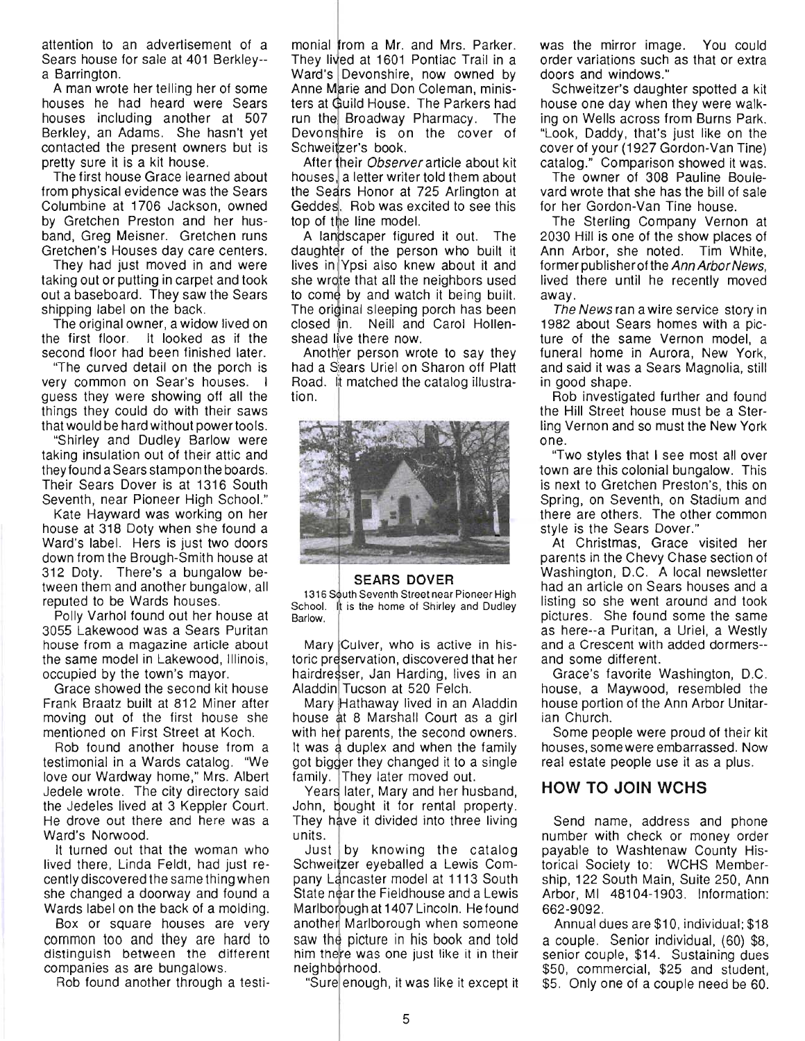attention to an advertisement of a Sears house for sale at 401 Berkley--a Barrington.

A man wrote her telling her of some houses he had heard were Sears houses including another at 507 Berkley, an Adams. She hasn't yet contacted the present owners but is pretty sure it is a kit house.

The first house Grace learned about from physical evidence was the Sears Columbine at 1706 Jackson, owned by Gretchen Preston and her husband, Greg Meisner. Gretchen runs Gretchen's Houses day care centers.

They had just moved in and were taking out or putting in carpet and took out a baseboard. They saw the Sears shipping label on the back.

The original owner, a widow lived on the first floor. It looked as if the second floor had been finished later.

"The curved detail on the porch is very common on Sear's houses. I guess they were showing off all the things they could do with their saws that would be hard without power tools.

"Shirley and Dudley Barlow were taking insulation out of their attic and they found a Sears stamp on the boards. Their Sears Dover is at 1316 South Seventh, near Pioneer High School."

Kate Hayward was working on her house at 318 Doty when she found a Ward's label. Hers is just two doors down from the Brough-Smith house at 312 Doty. There's a bungalow between them and another bungalow, all reputed to be Wards houses.

Polly Varhol found out her house at 3055 Lakewood was a Sears Puritan house from a magazine article about the same model in Lakewood, Illinois, occupied by the town's mayor.

Grace showed the second kit house Frank Braatz built at 812 Miner after moving out of the first house she mentioned on First Street at Koch.

Rob found another house from a testimonial in a Wards catalog. "We love our Wardway home," Mrs. Albert Jedele wrote. The city directory said the Jedeles lived at 3 Keppler Court. He drove out there and here was a Ward's Norwood.

It turned out that the woman who lived there, Linda Feldt, had just recently discovered the same thing when she changed a doorway and found a Wards label on the back of a molding.

Box or square houses are very common too and they are hard to distinguish between the different companies as are bungalows.

Rob found another through a testimonial from a Mr. and Mrs. Parker. They lived at 1601 Pontiac Trail in a Ward's Devonshire, now owned by Anne Marie and Don Coleman, ministers at Guild House. The Parkers had run the Broadway Pharmacy. The Devonshire is on the cover of Schweitzer's book.

After their *Observer* article about kit houses, a letter writer told them about the Sears Honor at 725 Arlington at Geddes. Rob was excited to see this top of the line model.

A landscaper figured it out. The daughter of the person who built it lives in Ypsi also knew about it and she wrote that all the neighbors used to come by and watch it being built. The original sleeping porch has been closed in. Neill and Carol Hollenshead live there now.

Another person wrote to say they had a Sears Uriel on Sharon off Platt Road. It matched the catalog illustration.

**SEARS DOVER**

1316 South Seventh Street near Pioneer High School. It is the home of Shirley and Dudley Barlow.

Mary Culver, who is active in historic preservation, discovered that her hairdresser, Jan Harding, lives in an Aladdin Tucson at 520 Felch.

Mary Hathaway lived in an Aladdin house at 8 Marshall Court as a girl with her parents, the second owners. It was a duplex and when the family got bigger they changed it to a single family. They later moved out.

Years later, Mary and her husband, John, bought it for rental property. They have it divided into three living units.

Just by knowing the catalog Schweitzer eyeballed a Lewis Company Lancaster model at 1113 South State near the Fieldhouse and a Lewis Marlborough at 1407 Lincoln. He found another Marlborough when someone saw the picture in his book and told him there was one just like it in their neighborhood.

"Sure enough, it was like it except it was the mirror image. You could order variations such as that or extra doors and windows."

Schweitzer's daughter spotted a kit house one day when they were walking on Wells across from Burns Park. "Look, Daddy, that's just like on the cover of your (1927 Gordon-Van Tine) catalog." Comparison showed it was.

The owner of 308 Pauline Boulevard wrote that she has the bill of sale for her Gordon-Van Tine house.

The Sterling Company Vernon at 2030 Hill is one of the show places of Ann Arbor, she noted. Tim White, former publisher of the *Ann Arbor News*, lived there until he recently moved away.

*The News* ran a wire service story in 1982 about Sears homes with a picture of the same Vernon model, a funeral home in Aurora, New York, and said it was a Sears Magnolia, still in good shape.

Rob investigated further and found the Hill Street house must be a Sterling Vernon and so must the New York one.

"Two styles that I see most all over town are this colonial bungalow. This is next to Gretchen Preston's, this on Spring, on Seventh, on Stadium and there are others. The other common style is the Sears Dover."

At Christmas, Grace visited her parents in the Chevy Chase section of Washington, D.C. A local newsletter had an article on Sears houses and a listing so she went around and took pictures. She found some the same as here--a Puritan, a Uriel, a Westly and a Crescent with added dormers--and some different.

Grace's favorite Washington, D.C. house, a Maywood, resembled the house portion of the Ann Arbor Unitarian Church.

Some people were proud of their kit houses, some were embarrassed. Now real estate people use it as a plus.

## HOW TO JOIN WCHS

Send name, address and phone number with check or money order payable to Washtenaw County Historical Society to: WCHS Membership, 122 South Main, Suite 250, Ann Arbor, MI 48104-1903. Information: 662-9092.

Annual dues are $10, individual; $18 a couple. Senior individual, (60) $8, senior couple, $14. Sustaining dues $50, commercial, $25 and student, $5. Only one of a couple need be 60.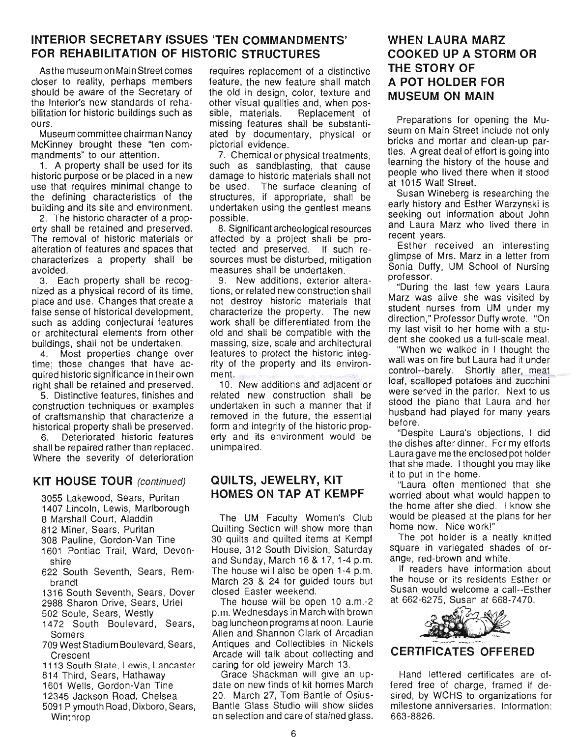## INTERIOR SECRETARY ISSUES 'TEN COMMANDMENTS' FOR REHABILITATION OF HISTORIC STRUCTURES

As the museum on Main Street comes closer to reality, perhaps members should be aware of the Secretary of the Interior's new standards of rehabilitation for historic buildings such as ours.

Museum committee chairman Nancy McKinney brought these "ten commandments" to our attention.

1. A property shall be used for its historic purpose or be placed in a new use that requires minimal change to the defining characteristics of the building and its site and environment.

2. The historic character of a property shall be retained and preserved. The removal of historic materials or alteration of features and spaces that characterizes a property shall be avoided.

3. Each property shall be recognized as a physical record of its time, place and use. Changes that create a false sense of historical development, such as adding conjectural features or architectural elements from other buildings, shall not be undertaken.

4. Most properties change over time; those changes that have acquired historic significance in their own right shall be retained and preserved.

5. Distinctive features, finishes and construction techniques or examples of craftsmanship that characterize a historical property shall be preserved.

6. Deteriorated historic features shall be repaired rather than replaced. Where the severity of deterioration requires replacement of a distinctive feature, the new feature shall match the old in design, color, texture and other visual qualities and, when possible, materials. Replacement of missing features shall be substantiated by documentary, physical or pictorial evidence.

7. Chemical or physical treatments, such as sandblasting, that cause damage to historic materials shall not be used. The surface cleaning of structures, if appropriate, shall be undertaken using the gentlest means possible.

8. Significant archeological resources affected by a project shall be protected and preserved. If such resources must be disturbed, mitigation measures shall be undertaken.

9. New additions, exterior alterations, or related new construction shall not destroy historic materials that characterize the property. The new work shall be differentiated from the old and shall be compatible with the massing, size, scale and architectural features to protect the historic integrity of the property and its environment.

10. New additions and adjacent or related new construction shall be undertaken in such a manner that if removed in the future, the essential form and integrity of the historic property and its environment would be unimpaired.

## KIT HOUSE TOUR *(continued)*

- 3055 Lakewood, Sears, Puritan
- 1407 Lincoln, Lewis, Marlborough
- 8 Marshall Court, Aladdin
- 812 Miner, Sears, Puritan
- 308 Pauline, Gordon-Van Tine
- 1601 Pontiac Trail, Ward, Devonshire
- 622 South Seventh, Sears, Rembrandt
- 1316 South Seventh, Sears, Dover
- 2988 Sharon Drive, Sears, Uriel
- 502 Soule, Sears, Westly
- 1472 South Boulevard, Sears, Somers
- 709 West Stadium Boulevard, Sears, Crescent
- 1113 South State, Lewis, Lancaster
- 814 Third, Sears, Hathaway
- 1601 Wells, Gordon-Van Tine
- 12345 Jackson Road, Chelsea
- 5091 Plymouth Road, Dixboro, Sears, Winthrop

## QUILTS, JEWELRY, KIT HOMES ON TAP AT KEMPF

The UM Faculty Women's Club Quilting Section will show more than 30 quilts and quilted items at Kempf House, 312 South Division, Saturday and Sunday, March 16 & 17, 1-4 p.m. The house will also be open 1-4 p.m. March 23 & 24 for guided tours but closed Easter weekend.

The house will be open 10 a.m.-2 p.m. Wednesdays in March with brown bag luncheon programs at noon. Laurie Allen and Shannon Clark of Arcadian Antiques and Collectibles in Nickels Arcade will talk about collecting and caring for old jewelry March 13.

Grace Shackman will give an update on new finds of kit homes March 20. March 27, Tom Bantle of Osius-Bantle Glass Studio will show slides on selection and care of stained glass.

## WHEN LAURA MARZ COOKED UP A STORM OR THE STORY OF A POT HOLDER FOR MUSEUM ON MAIN

Preparations for opening the Museum on Main Street include not only bricks and mortar and clean-up parties. A great deal of effort is going into learning the history of the house and people who lived there when it stood at 1015 Wall Street.

Susan Wineberg is researching the early history and Esther Warzynski is seeking out information about John and Laura Marz who lived there in recent years.

Esther received an interesting glimpse of Mrs. Marz in a letter from Sonia Duffy, UM School of Nursing professor.

"During the last few years Laura Marz was alive she was visited by student nurses from UM under my direction," Professor Duffy wrote. "On my last visit to her home with a student she cooked us a full-scale meal.

"When we walked in I thought the wall was on fire but Laura had it under control--barely. Shortly after, meat loaf, scalloped potatoes and zucchini were served in the parlor. Next to us stood the piano that Laura and her husband had played for many years before.

"Despite Laura's objections, I did the dishes after dinner. For my efforts Laura gave me the enclosed pot holder that she made. I thought you may like it to put in the home.

"Laura often mentioned that she worried about what would happen to the home after she died. I know she would be pleased at the plans for her home now. Nice work!"

The pot holder is a neatly knitted square in variegated shades of orange, red-brown and white.

If readers have information about the house or its residents Esther or Susan would welcome a call--Esther at 662-6275, Susan at 668-7470.

## CERTIFICATES OFFERED

Hand lettered certificates are offered free of charge, framed if desired, by WCHS to organizations for milestone anniversaries. Information: 663-8826.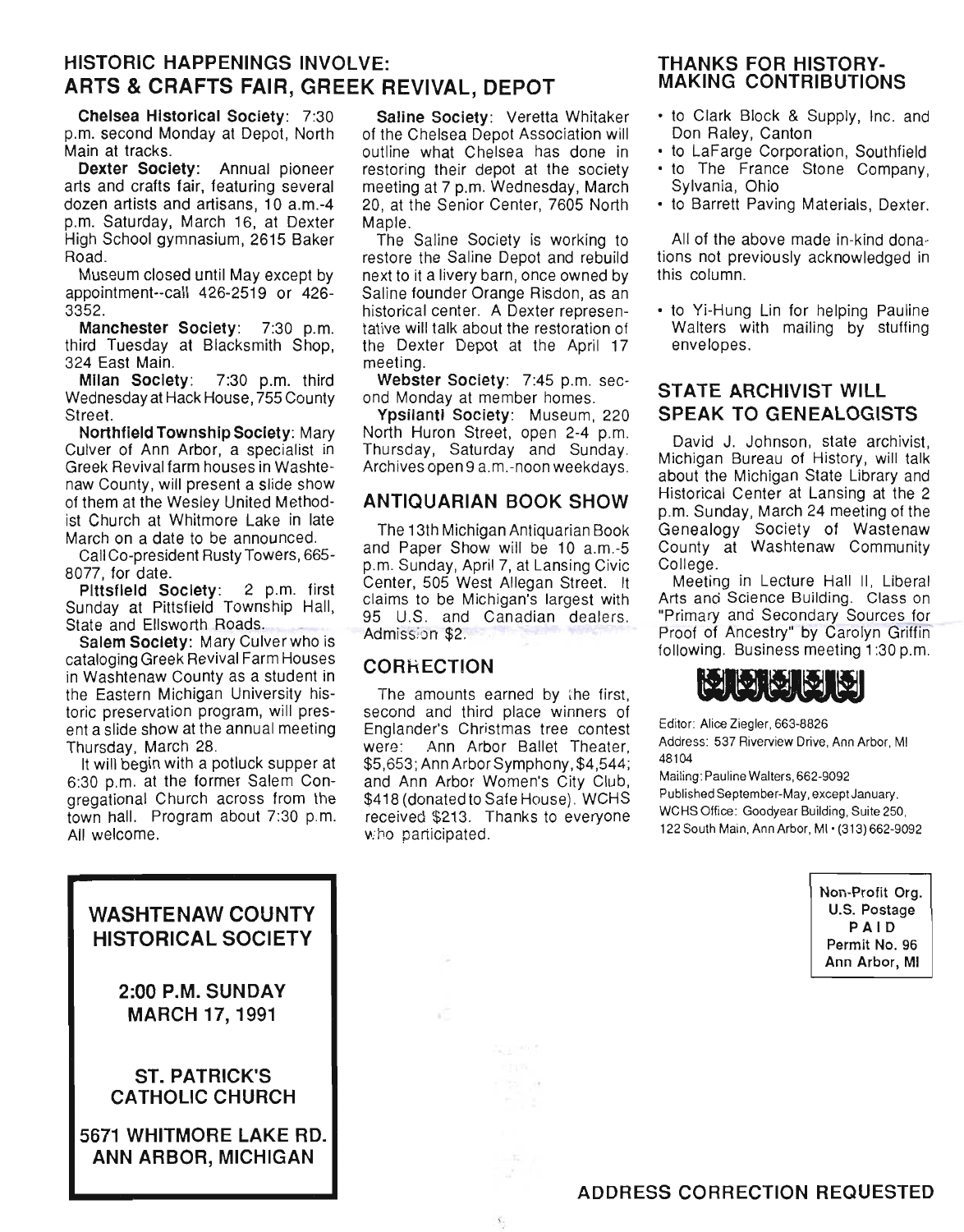## HISTORIC HAPPENINGS INVOLVE: ARTS & CRAFTS FAIR, GREEK REVIVAL, DEPOT

**Chelsea Historical Society**: 7:30 p.m. second Monday at Depot, North Main at tracks.

**Dexter Society**: Annual pioneer arts and crafts fair, featuring several dozen artists and artisans, 10 a.m.-4 p.m. Saturday, March 16, at Dexter High School gymnasium, 2615 Baker Road.

Museum closed until May except by appointment--call 426-2519 or 426-3352.

**Manchester Society**: 7:30 p.m. third Tuesday at Blacksmith Shop, 324 East Main.

**Milan Society**: 7:30 p.m. third Wednesday at Hack House, 755 County Street.

**Northfield Township Society**: Mary Culver of Ann Arbor, a specialist in Greek Revival farm houses in Washtenaw County, will present a slide show of them at the Wesley United Methodist Church at Whitmore Lake in late March on a date to be announced.

Call Co-president Rusty Towers, 665-8077, for date.

**Pittsfield Society**: 2 p.m. first Sunday at Pittsfield Township Hall, State and Ellsworth Roads.

**Salem Society**: Mary Culver who is cataloging Greek Revival Farm Houses in Washtenaw County as a student in the Eastern Michigan University historic preservation program, will present a slide show at the annual meeting Thursday, March 28.

It will begin with a potluck supper at 6:30 p.m. at the former Salem Congregational Church across from the town hall. Program about 7:30 p.m. All welcome.

**Saline Society**: Veretta Whitaker of the Chelsea Depot Association will outline what Chelsea has done in restoring their depot at the society meeting at 7 p.m. Wednesday, March 20, at the Senior Center, 7605 North Maple.

The Saline Society is working to restore the Saline Depot and rebuild next to it a livery barn, once owned by Saline founder Orange Risdon, as an historical center. A Dexter representative will talk about the restoration of the Dexter Depot at the April 17 meeting.

**Webster Society**: 7:45 p.m. second Monday at member homes.

**Ypsilanti Society**: Museum, 220 North Huron Street, open 2-4 p.m. Thursday, Saturday and Sunday. Archives open 9 a.m.-noon weekdays.

## ANTIQUARIAN BOOK SHOW

The 13th Michigan Antiquarian Book and Paper Show will be 10 a.m.-5 p.m. Sunday, April 7, at Lansing Civic Center, 505 West Allegan Street. It claims to be Michigan's largest with 95 U.S. and Canadian dealers. Admission $2.

## CORRECTION

The amounts earned by the first, second and third place winners of Englander's Christmas tree contest were: Ann Arbor Ballet Theater, $5,653; Ann Arbor Symphony, $4,544; and Ann Arbor Women's City Club, $418 (donated to Safe House). WCHS received $213. Thanks to everyone who participated.

## THANKS FOR HISTORY-MAKING CONTRIBUTIONS

- to Clark Block & Supply, Inc. and Don Raley, Canton
- to LaFarge Corporation, Southfield
- to The France Stone Company, Sylvania, Ohio
- to Barrett Paving Materials, Dexter.

All of the above made in-kind donations not previously acknowledged in this column.

- to Yi-Hung Lin for helping Pauline Walters with mailing by stuffing envelopes.

## STATE ARCHIVIST WILL SPEAK TO GENEALOGISTS

David J. Johnson, state archivist, Michigan Bureau of History, will talk about the Michigan State Library and Historical Center at Lansing at the 2 p.m. Sunday, March 24 meeting of the Genealogy Society of Wastenaw County at Washtenaw Community College.

Meeting in Lecture Hall II, Liberal Arts and Science Building. Class on "Primary and Secondary Sources for Proof of Ancestry" by Carolyn Griffin following. Business meeting 1:30 p.m.

Editor: Alice Ziegler, 663-8826
Address: 537 Riverview Drive, Ann Arbor, MI 48104
Mailing: Pauline Walters, 662-9092
Published September-May, except January.
WCHS Office: Goodyear Building, Suite 250, 122 South Main, Ann Arbor, MI • (313) 662-9092

**WASHTENAW COUNTY HISTORICAL SOCIETY**

**2:00 P.M. SUNDAY MARCH 17, 1991**

**ST. PATRICK'S CATHOLIC CHURCH**

**5671 WHITMORE LAKE RD. ANN ARBOR, MICHIGAN**

Non-Profit Org.
U.S. Postage
PAID
Permit No. 96
Ann Arbor, MI

**ADDRESS CORRECTION REQUESTED**